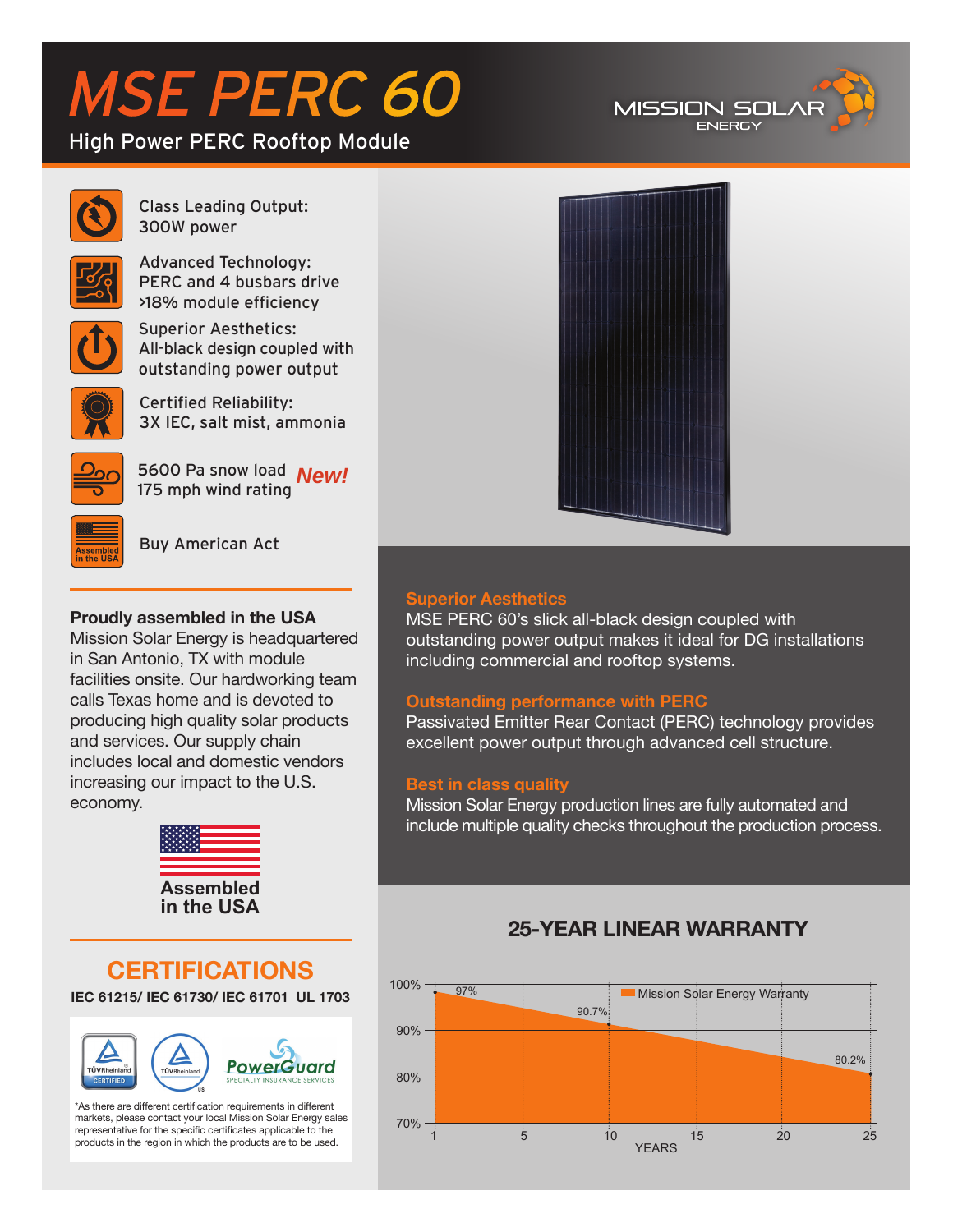# MSE PERC 60

## High Power PERC Rooftop Module

MISSION SOLAR ENERGY

- **Class Leading Output:** 300W power
- **Advanced Technology:** PERC and 4 busbars drive >18% module efficiency
- **Superior Aesthetics:** All-black design coupled with outstanding power output
- **Certified Reliability:** 3X IEC, salt mist, ammonia
- 5600 Pa snow load / 175 mph wind rating *New!*
- Buy American Act

**Proudly assembled in the USA**
Mission Solar Energy is headquartered in San Antonio, TX with module facilities onsite. Our hardworking team calls Texas home and is devoted to producing high quality solar products and services. Our supply chain includes local and domestic vendors increasing our impact to the U.S. economy.

**Assembled in the USA**

### Superior Aesthetics

MSE PERC 60's slick all-black design coupled with outstanding power output makes it ideal for DG installations including commercial and rooftop systems.

### Outstanding performance with PERC

Passivated Emitter Rear Contact (PERC) technology provides excellent power output through advanced cell structure.

### Best in class quality

Mission Solar Energy production lines are fully automated and include multiple quality checks throughout the production process.

## CERTIFICATIONS

**IEC 61215/ IEC 61730/ IEC 61701 UL 1703**

TÜVRheinland CERTIFIED · TÜVRheinland US · PowerGuard Specialty Insurance Services

*As there are different certification requirements in different markets, please contact your local Mission Solar Energy sales representative for the specific certificates applicable to the products in the region in which the products are to be used.

## 25-YEAR LINEAR WARRANTY

Mission Solar Energy Warranty

| Year | Warranted Output |
|---|---|
| 1 | 97% |
| 10 | 90.7% |
| 25 | 80.2% |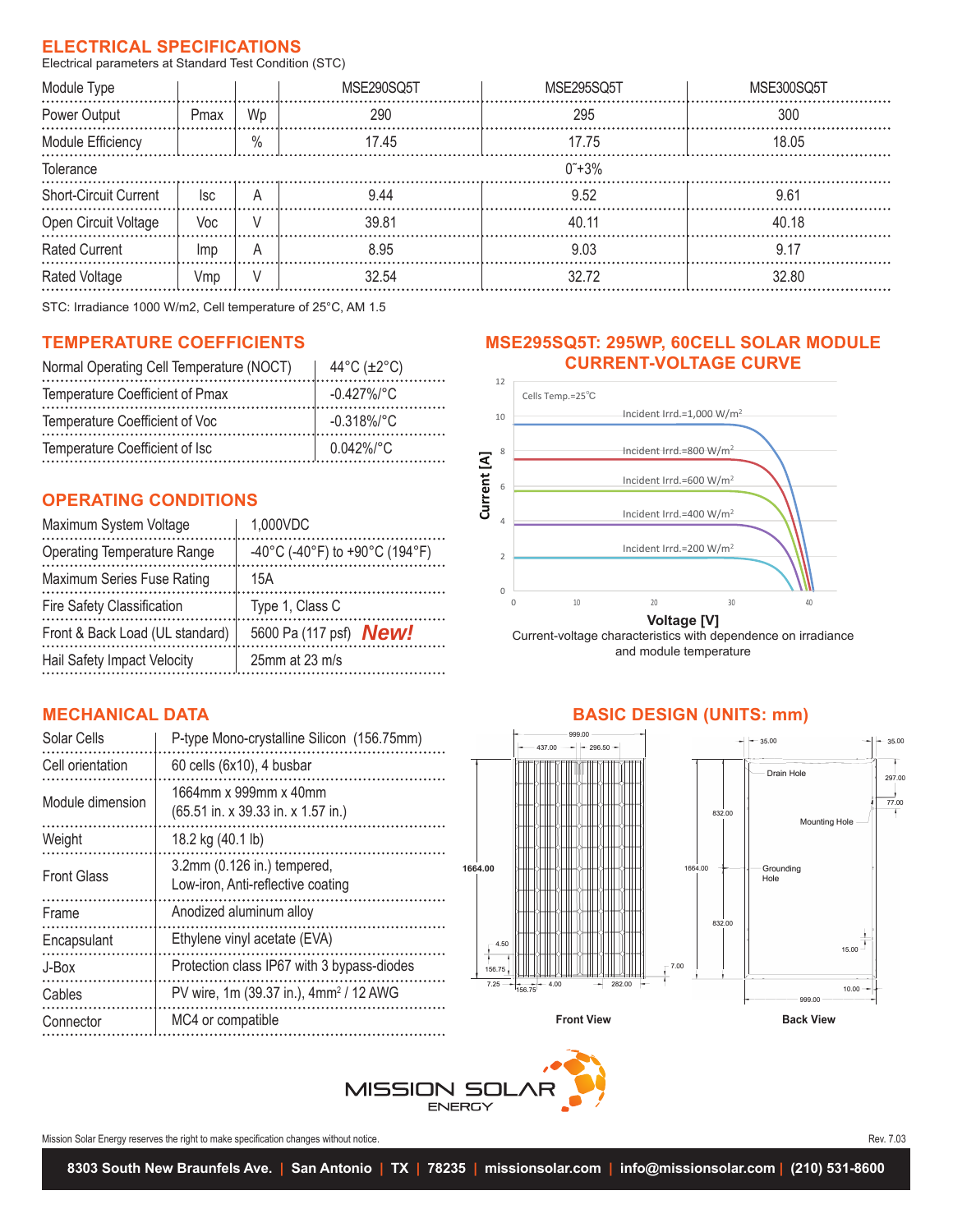## ELECTRICAL SPECIFICATIONS

Electrical parameters at Standard Test Condition (STC)

| Module Type | | | MSE290SQ5T | MSE295SQ5T | MSE300SQ5T |
|---|---|---|---|---|---|
| Power Output | Pmax | Wp | 290 | 295 | 300 |
| Module Efficiency | | % | 17.45 | 17.75 | 18.05 |
| Tolerance | | | 0~+3% | | |
| Short-Circuit Current | Isc | A | 9.44 | 9.52 | 9.61 |
| Open Circuit Voltage | Voc | V | 39.81 | 40.11 | 40.18 |
| Rated Current | Imp | A | 8.95 | 9.03 | 9.17 |
| Rated Voltage | Vmp | V | 32.54 | 32.72 | 32.80 |

STC: Irradiance 1000 W/m2, Cell temperature of 25°C, AM 1.5

## TEMPERATURE COEFFICIENTS

| | |
|---|---|
| Normal Operating Cell Temperature (NOCT) | 44°C (±2°C) |
| Temperature Coefficient of Pmax | -0.427%/°C |
| Temperature Coefficient of Voc | -0.318%/°C |
| Temperature Coefficient of Isc | 0.042%/°C |

## OPERATING CONDITIONS

| | |
|---|---|
| Maximum System Voltage | 1,000VDC |
| Operating Temperature Range | -40°C (-40°F) to +90°C (194°F) |
| Maximum Series Fuse Rating | 15A |
| Fire Safety Classification | Type 1, Class C |
| Front & Back Load (UL standard) | 5600 Pa (117 psf) ***New!*** |
| Hail Safety Impact Velocity | 25mm at 23 m/s |

## MSE295SQ5T: 295WP, 60CELL SOLAR MODULE CURRENT-VOLTAGE CURVE

Cells Temp.=25°C

Incident Irrd.=1,000 W/m²

Incident Irrd.=800 W/m²

Incident Irrd.=600 W/m²

Incident Irrd.=400 W/m²

Incident Irrd.=200 W/m²

Current [A]

Voltage [V]

Current-voltage characteristics with dependence on irradiance and module temperature

## MECHANICAL DATA

| | |
|---|---|
| Solar Cells | P-type Mono-crystalline Silicon (156.75mm) |
| Cell orientation | 60 cells (6x10), 4 busbar |
| Module dimension | 1664mm x 999mm x 40mm (65.51 in. x 39.33 in. x 1.57 in.) |
| Weight | 18.2 kg (40.1 lb) |
| Front Glass | 3.2mm (0.126 in.) tempered, Low-iron, Anti-reflective coating |
| Frame | Anodized aluminum alloy |
| Encapsulant | Ethylene vinyl acetate (EVA) |
| J-Box | Protection class IP67 with 3 bypass-diodes |
| Cables | PV wire, 1m (39.37 in.), 4mm² / 12 AWG |
| Connector | MC4 or compatible |

## BASIC DESIGN (UNITS: mm)

999.00, 437.00, 296.50, 1664.00, 4.50, 156.75, 7.25, 4.00, 282.00, 7.00

Front View

35.00, 35.00, Drain Hole, 297.00, 77.00, 832.00, Mounting Hole, 1664.00, Grounding Hole, 832.00, 15.00, 10.00, 999.00

Back View

MISSION SOLAR ENERGY

Mission Solar Energy reserves the right to make specification changes without notice.

Rev. 7.03

**8303 South New Braunfels Ave. | San Antonio | TX | 78235 | missionsolar.com | info@missionsolar.com | (210) 531-8600**